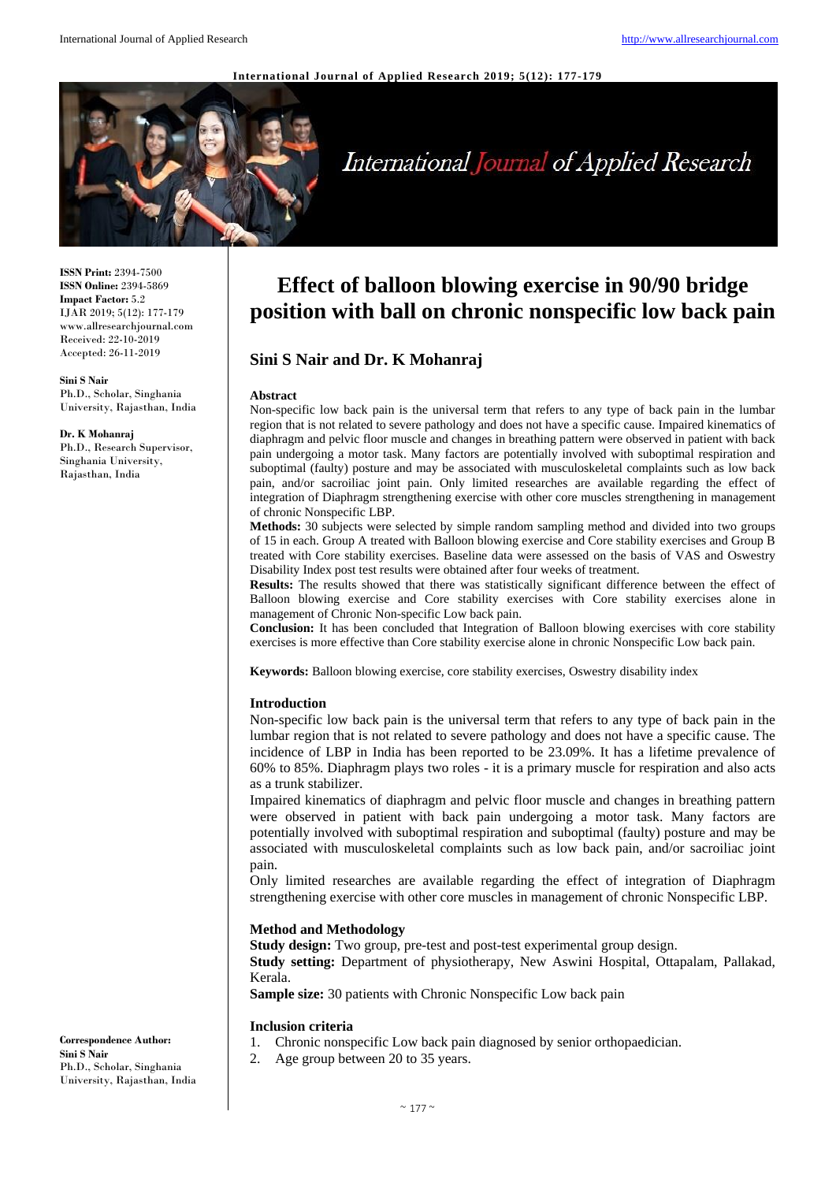ISSN Print: 2394-7500
ISSN Online: 2394-5869
Impact Factor: 5.2
IJAR 2019; 5(12): 177-179
www.allresearchjournal.com
Received: 22-10-2019
Accepted: 26-11-2019

**Sini S Nair**
Ph.D., Scholar, Singhania University, Rajasthan, India

**Dr. K Mohanraj**
Ph.D., Research Supervisor, Singhania University, Rajasthan, India

**Correspondence Author:**
**Sini S Nair**
Ph.D., Scholar, Singhania University, Rajasthan, India

# Effect of balloon blowing exercise in 90/90 bridge position with ball on chronic nonspecific low back pain

## Sini S Nair and Dr. K Mohanraj

### Abstract

Non-specific low back pain is the universal term that refers to any type of back pain in the lumbar region that is not related to severe pathology and does not have a specific cause. Impaired kinematics of diaphragm and pelvic floor muscle and changes in breathing pattern were observed in patient with back pain undergoing a motor task. Many factors are potentially involved with suboptimal respiration and suboptimal (faulty) posture and may be associated with musculoskeletal complaints such as low back pain, and/or sacroiliac joint pain. Only limited researches are available regarding the effect of integration of Diaphragm strengthening exercise with other core muscles strengthening in management of chronic Nonspecific LBP.

**Methods:** 30 subjects were selected by simple random sampling method and divided into two groups of 15 in each. Group A treated with Balloon blowing exercise and Core stability exercises and Group B treated with Core stability exercises. Baseline data were assessed on the basis of VAS and Oswestry Disability Index post test results were obtained after four weeks of treatment.

**Results:** The results showed that there was statistically significant difference between the effect of Balloon blowing exercise and Core stability exercises with Core stability exercises alone in management of Chronic Non-specific Low back pain.

**Conclusion:** It has been concluded that Integration of Balloon blowing exercises with core stability exercises is more effective than Core stability exercise alone in chronic Nonspecific Low back pain.

**Keywords:** Balloon blowing exercise, core stability exercises, Oswestry disability index

### Introduction

Non-specific low back pain is the universal term that refers to any type of back pain in the lumbar region that is not related to severe pathology and does not have a specific cause. The incidence of LBP in India has been reported to be 23.09%. It has a lifetime prevalence of 60% to 85%. Diaphragm plays two roles - it is a primary muscle for respiration and also acts as a trunk stabilizer.

Impaired kinematics of diaphragm and pelvic floor muscle and changes in breathing pattern were observed in patient with back pain undergoing a motor task. Many factors are potentially involved with suboptimal respiration and suboptimal (faulty) posture and may be associated with musculoskeletal complaints such as low back pain, and/or sacroiliac joint pain.

Only limited researches are available regarding the effect of integration of Diaphragm strengthening exercise with other core muscles in management of chronic Nonspecific LBP.

### Method and Methodology

**Study design:** Two group, pre-test and post-test experimental group design.

**Study setting:** Department of physiotherapy, New Aswini Hospital, Ottapalam, Pallakad, Kerala.

**Sample size:** 30 patients with Chronic Nonspecific Low back pain

### Inclusion criteria

1. Chronic nonspecific Low back pain diagnosed by senior orthopaedician.
2. Age group between 20 to 35 years.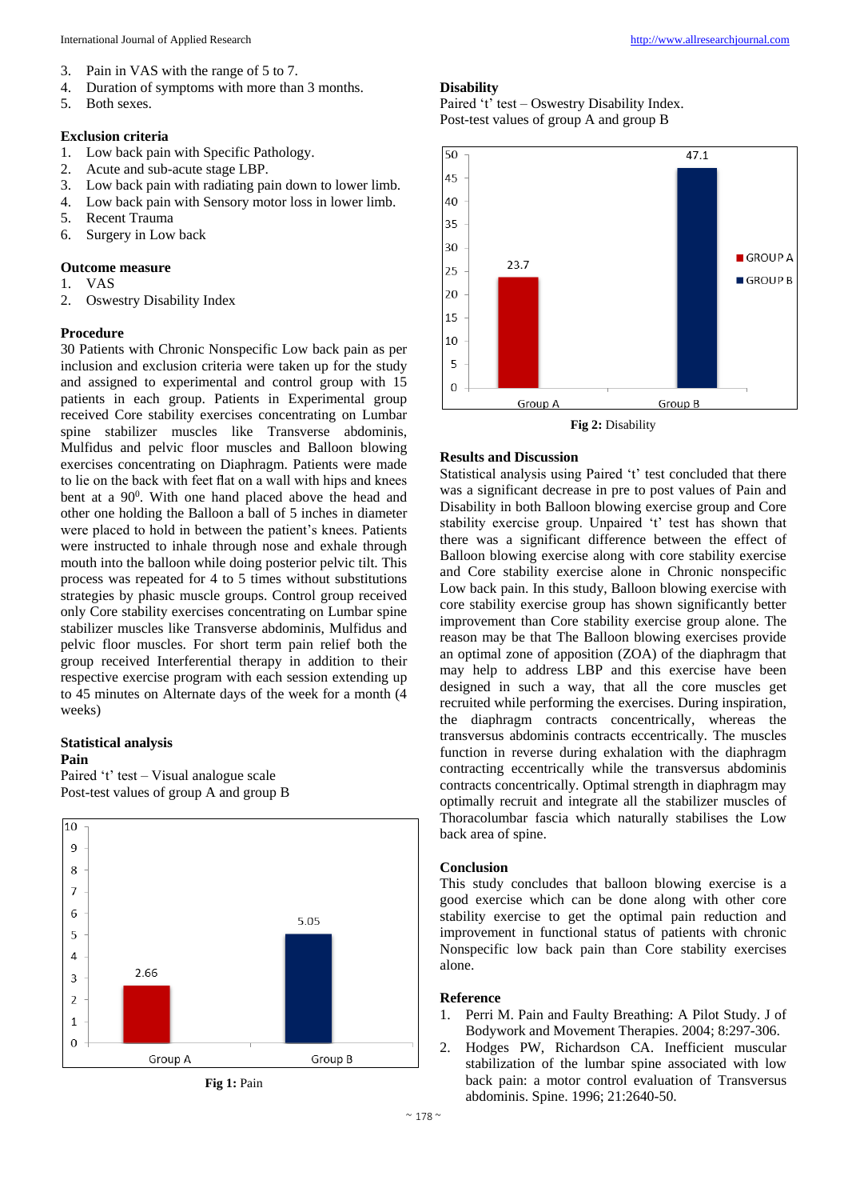3. Pain in VAS with the range of 5 to 7.
4. Duration of symptoms with more than 3 months.
5. Both sexes.

**Exclusion criteria**

1. Low back pain with Specific Pathology.
2. Acute and sub-acute stage LBP.
3. Low back pain with radiating pain down to lower limb.
4. Low back pain with Sensory motor loss in lower limb.
5. Recent Trauma
6. Surgery in Low back

**Outcome measure**

1. VAS
2. Oswestry Disability Index

**Procedure**

30 Patients with Chronic Nonspecific Low back pain as per inclusion and exclusion criteria were taken up for the study and assigned to experimental and control group with 15 patients in each group. Patients in Experimental group received Core stability exercises concentrating on Lumbar spine stabilizer muscles like Transverse abdominis, Mulfidus and pelvic floor muscles and Balloon blowing exercises concentrating on Diaphragm. Patients were made to lie on the back with feet flat on a wall with hips and knees bent at a $90^0$. With one hand placed above the head and other one holding the Balloon a ball of 5 inches in diameter were placed to hold in between the patient's knees. Patients were instructed to inhale through nose and exhale through mouth into the balloon while doing posterior pelvic tilt. This process was repeated for 4 to 5 times without substitutions strategies by phasic muscle groups. Control group received only Core stability exercises concentrating on Lumbar spine stabilizer muscles like Transverse abdominis, Mulfidus and pelvic floor muscles. For short term pain relief both the group received Interferential therapy in addition to their respective exercise program with each session extending up to 45 minutes on Alternate days of the week for a month (4 weeks)

**Statistical analysis**

**Pain**

Paired 't' test – Visual analogue scale
Post-test values of group A and group B

| | Group A | Group B |
|---|---|---|
| Pain | 2.66 | 5.05 |

**Fig 1:** Pain

**Disability**

Paired 't' test – Oswestry Disability Index.
Post-test values of group A and group B

| | Group A | Group B |
|---|---|---|
| Disability | 23.7 | 47.1 |

**Fig 2:** Disability

**Results and Discussion**

Statistical analysis using Paired 't' test concluded that there was a significant decrease in pre to post values of Pain and Disability in both Balloon blowing exercise group and Core stability exercise group. Unpaired 't' test has shown that there was a significant difference between the effect of Balloon blowing exercise along with core stability exercise and Core stability exercise alone in Chronic nonspecific Low back pain. In this study, Balloon blowing exercise with core stability exercise group has shown significantly better improvement than Core stability exercise group alone. The reason may be that The Balloon blowing exercises provide an optimal zone of apposition (ZOA) of the diaphragm that may help to address LBP and this exercise have been designed in such a way, that all the core muscles get recruited while performing the exercises. During inspiration, the diaphragm contracts concentrically, whereas the transversus abdominis contracts eccentrically. The muscles function in reverse during exhalation with the diaphragm contracting eccentrically while the transversus abdominis contracts concentrically. Optimal strength in diaphragm may optimally recruit and integrate all the stabilizer muscles of Thoracolumbar fascia which naturally stabilises the Low back area of spine.

**Conclusion**

This study concludes that balloon blowing exercise is a good exercise which can be done along with other core stability exercise to get the optimal pain reduction and improvement in functional status of patients with chronic Nonspecific low back pain than Core stability exercises alone.

**Reference**

1. Perri M. Pain and Faulty Breathing: A Pilot Study. J of Bodywork and Movement Therapies. 2004; 8:297-306.
2. Hodges PW, Richardson CA. Inefficient muscular stabilization of the lumbar spine associated with low back pain: a motor control evaluation of Transversus abdominis. Spine. 1996; 21:2640-50.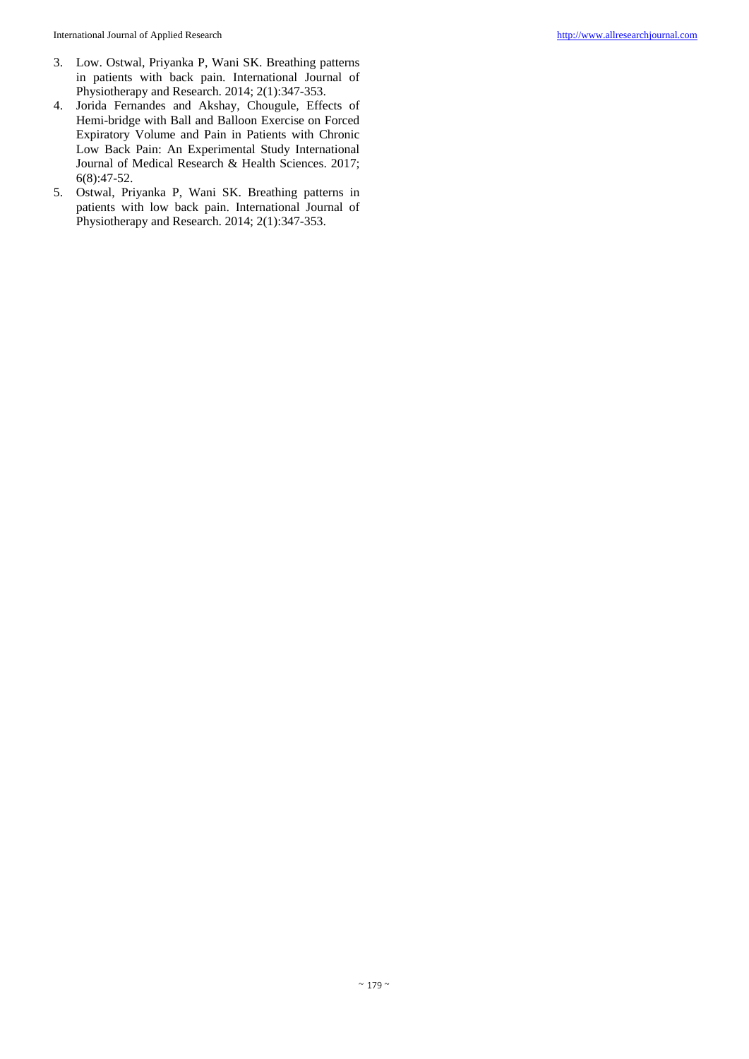3. Low. Ostwal, Priyanka P, Wani SK. Breathing patterns in patients with back pain. International Journal of Physiotherapy and Research. 2014; 2(1):347-353.
4. Jorida Fernandes and Akshay, Chougule, Effects of Hemi-bridge with Ball and Balloon Exercise on Forced Expiratory Volume and Pain in Patients with Chronic Low Back Pain: An Experimental Study International Journal of Medical Research & Health Sciences. 2017; 6(8):47-52.
5. Ostwal, Priyanka P, Wani SK. Breathing patterns in patients with low back pain. International Journal of Physiotherapy and Research. 2014; 2(1):347-353.